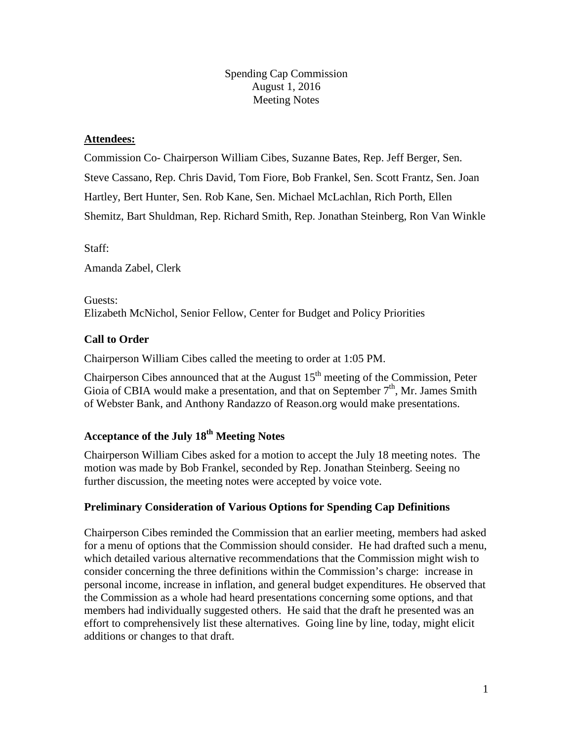Spending Cap Commission
August 1, 2016
Meeting Notes

**Attendees:**

Commission Co- Chairperson William Cibes, Suzanne Bates, Rep. Jeff Berger, Sen. Steve Cassano, Rep. Chris David, Tom Fiore, Bob Frankel, Sen. Scott Frantz, Sen. Joan Hartley, Bert Hunter, Sen. Rob Kane, Sen. Michael McLachlan, Rich Porth, Ellen Shemitz, Bart Shuldman, Rep. Richard Smith, Rep. Jonathan Steinberg, Ron Van Winkle

Staff:

Amanda Zabel, Clerk

Guests:
Elizabeth McNichol, Senior Fellow, Center for Budget and Policy Priorities

## Call to Order

Chairperson William Cibes called the meeting to order at 1:05 PM.

Chairperson Cibes announced that at the August 15th meeting of the Commission, Peter Gioia of CBIA would make a presentation, and that on September 7th, Mr. James Smith of Webster Bank, and Anthony Randazzo of Reason.org would make presentations.

## Acceptance of the July 18th Meeting Notes

Chairperson William Cibes asked for a motion to accept the July 18 meeting notes. The motion was made by Bob Frankel, seconded by Rep. Jonathan Steinberg. Seeing no further discussion, the meeting notes were accepted by voice vote.

## Preliminary Consideration of Various Options for Spending Cap Definitions

Chairperson Cibes reminded the Commission that an earlier meeting, members had asked for a menu of options that the Commission should consider. He had drafted such a menu, which detailed various alternative recommendations that the Commission might wish to consider concerning the three definitions within the Commission's charge: increase in personal income, increase in inflation, and general budget expenditures. He observed that the Commission as a whole had heard presentations concerning some options, and that members had individually suggested others. He said that the draft he presented was an effort to comprehensively list these alternatives. Going line by line, today, might elicit additions or changes to that draft.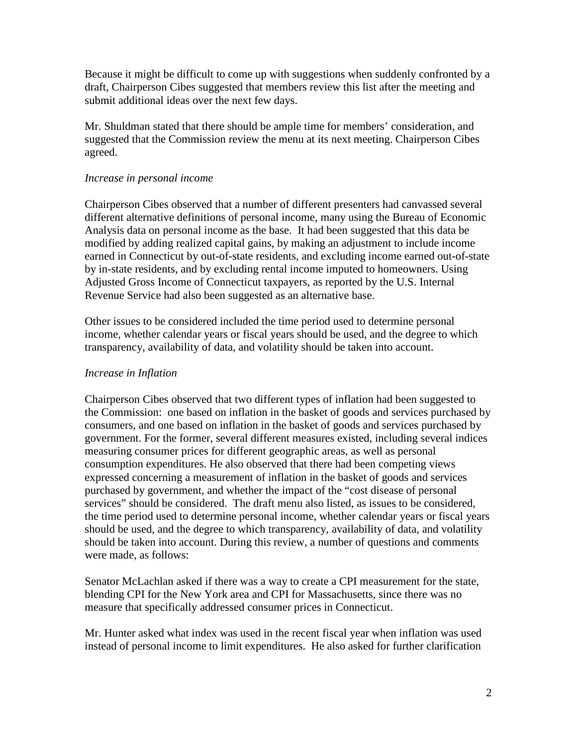Because it might be difficult to come up with suggestions when suddenly confronted by a draft, Chairperson Cibes suggested that members review this list after the meeting and submit additional ideas over the next few days.

Mr. Shuldman stated that there should be ample time for members' consideration, and suggested that the Commission review the menu at its next meeting. Chairperson Cibes agreed.

*Increase in personal income*

Chairperson Cibes observed that a number of different presenters had canvassed several different alternative definitions of personal income, many using the Bureau of Economic Analysis data on personal income as the base. It had been suggested that this data be modified by adding realized capital gains, by making an adjustment to include income earned in Connecticut by out-of-state residents, and excluding income earned out-of-state by in-state residents, and by excluding rental income imputed to homeowners. Using Adjusted Gross Income of Connecticut taxpayers, as reported by the U.S. Internal Revenue Service had also been suggested as an alternative base.

Other issues to be considered included the time period used to determine personal income, whether calendar years or fiscal years should be used, and the degree to which transparency, availability of data, and volatility should be taken into account.

*Increase in Inflation*

Chairperson Cibes observed that two different types of inflation had been suggested to the Commission: one based on inflation in the basket of goods and services purchased by consumers, and one based on inflation in the basket of goods and services purchased by government. For the former, several different measures existed, including several indices measuring consumer prices for different geographic areas, as well as personal consumption expenditures. He also observed that there had been competing views expressed concerning a measurement of inflation in the basket of goods and services purchased by government, and whether the impact of the "cost disease of personal services" should be considered. The draft menu also listed, as issues to be considered, the time period used to determine personal income, whether calendar years or fiscal years should be used, and the degree to which transparency, availability of data, and volatility should be taken into account. During this review, a number of questions and comments were made, as follows:

Senator McLachlan asked if there was a way to create a CPI measurement for the state, blending CPI for the New York area and CPI for Massachusetts, since there was no measure that specifically addressed consumer prices in Connecticut.

Mr. Hunter asked what index was used in the recent fiscal year when inflation was used instead of personal income to limit expenditures. He also asked for further clarification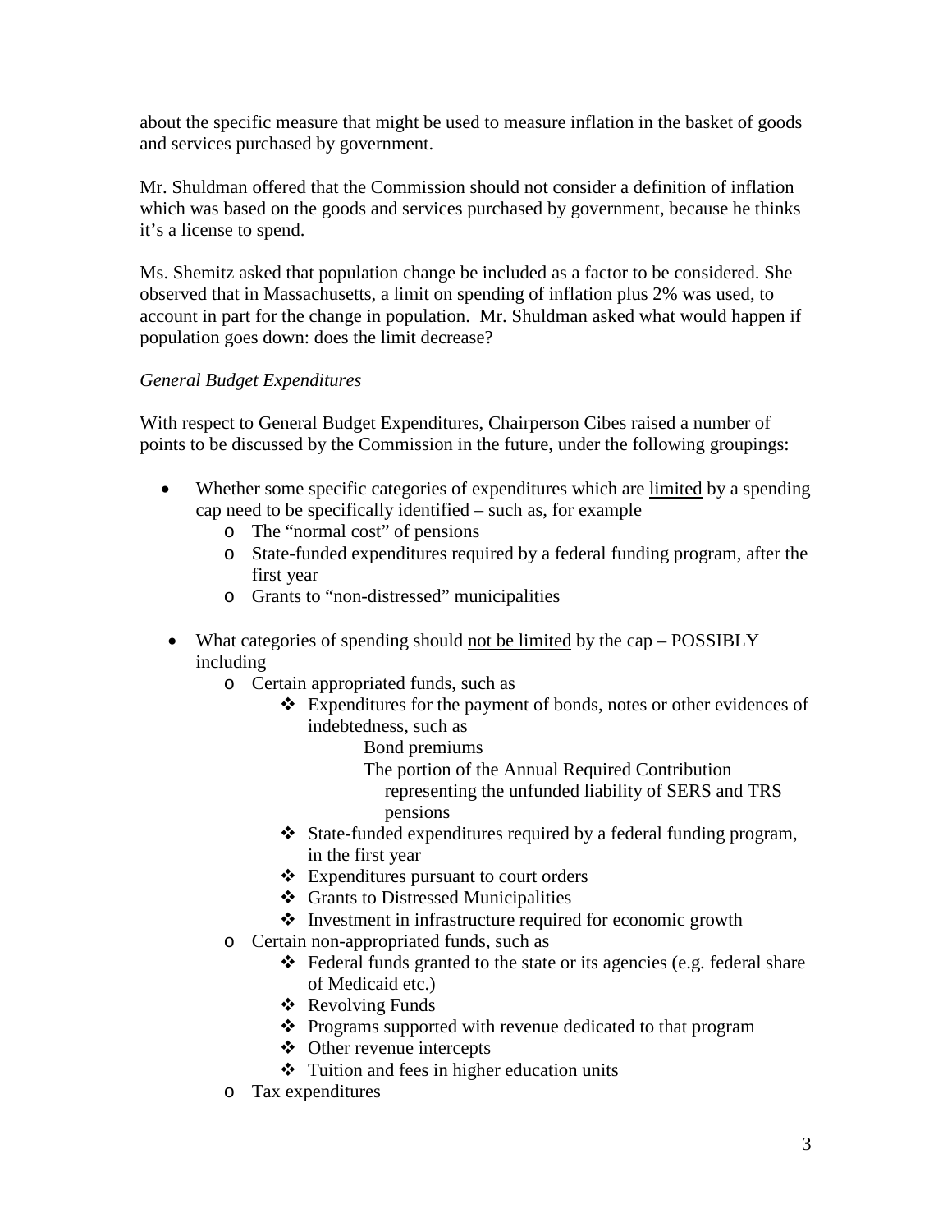about the specific measure that might be used to measure inflation in the basket of goods and services purchased by government.

Mr. Shuldman offered that the Commission should not consider a definition of inflation which was based on the goods and services purchased by government, because he thinks it's a license to spend.

Ms. Shemitz asked that population change be included as a factor to be considered. She observed that in Massachusetts, a limit on spending of inflation plus 2% was used, to account in part for the change in population. Mr. Shuldman asked what would happen if population goes down: does the limit decrease?

*General Budget Expenditures*

With respect to General Budget Expenditures, Chairperson Cibes raised a number of points to be discussed by the Commission in the future, under the following groupings:

- Whether some specific categories of expenditures which are <u>limited</u> by a spending cap need to be specifically identified – such as, for example
  - The "normal cost" of pensions
  - State-funded expenditures required by a federal funding program, after the first year
  - Grants to "non-distressed" municipalities

- What categories of spending should <u>not be limited</u> by the cap – POSSIBLY including
  - Certain appropriated funds, such as
    - Expenditures for the payment of bonds, notes or other evidences of indebtedness, such as
      - Bond premiums
      - The portion of the Annual Required Contribution representing the unfunded liability of SERS and TRS pensions
    - State-funded expenditures required by a federal funding program, in the first year
    - Expenditures pursuant to court orders
    - Grants to Distressed Municipalities
    - Investment in infrastructure required for economic growth
  - Certain non-appropriated funds, such as
    - Federal funds granted to the state or its agencies (e.g. federal share of Medicaid etc.)
    - Revolving Funds
    - Programs supported with revenue dedicated to that program
    - Other revenue intercepts
    - Tuition and fees in higher education units
  - Tax expenditures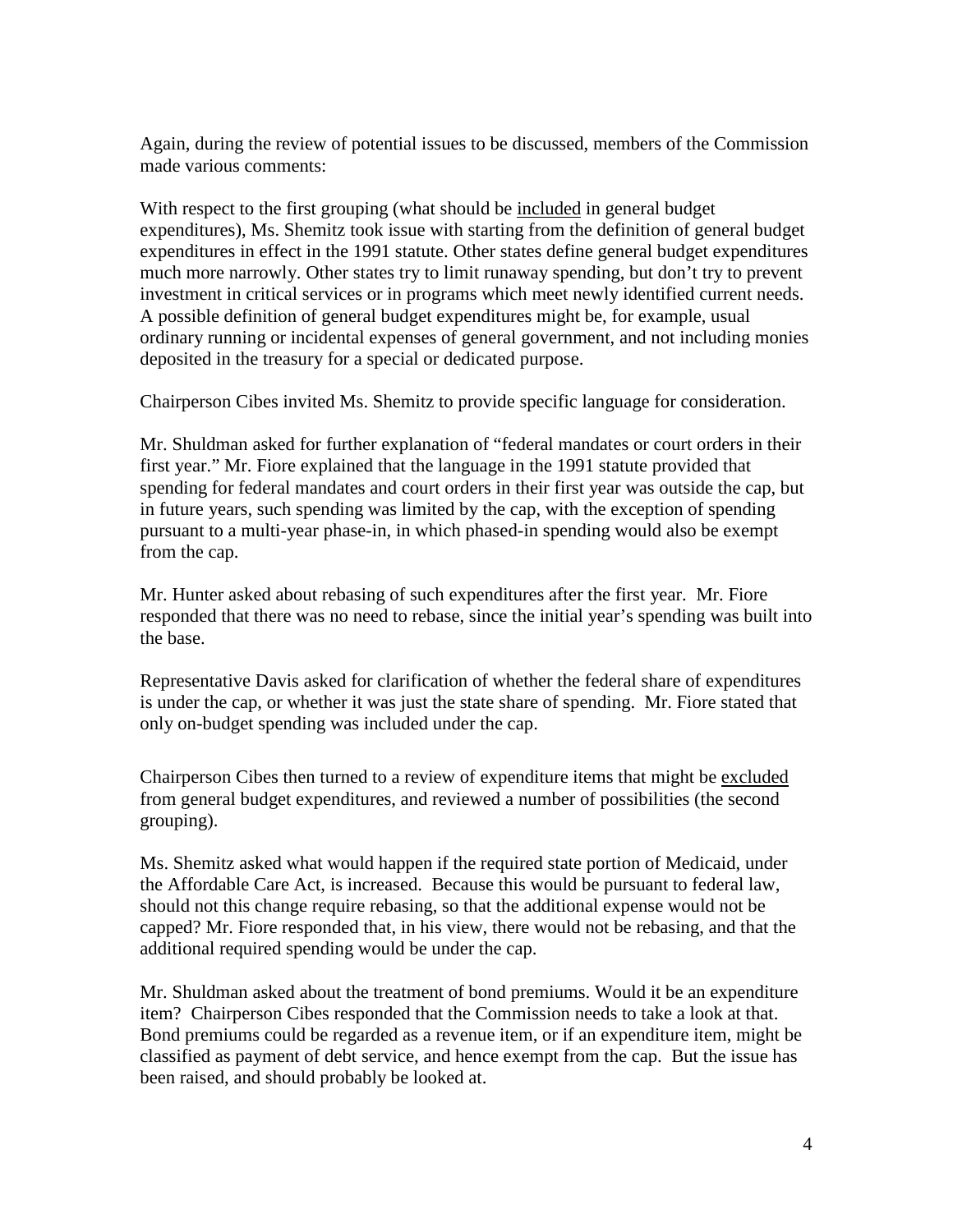Again, during the review of potential issues to be discussed, members of the Commission made various comments:

With respect to the first grouping (what should be <u>included</u> in general budget expenditures), Ms. Shemitz took issue with starting from the definition of general budget expenditures in effect in the 1991 statute. Other states define general budget expenditures much more narrowly. Other states try to limit runaway spending, but don't try to prevent investment in critical services or in programs which meet newly identified current needs. A possible definition of general budget expenditures might be, for example, usual ordinary running or incidental expenses of general government, and not including monies deposited in the treasury for a special or dedicated purpose.

Chairperson Cibes invited Ms. Shemitz to provide specific language for consideration.

Mr. Shuldman asked for further explanation of "federal mandates or court orders in their first year." Mr. Fiore explained that the language in the 1991 statute provided that spending for federal mandates and court orders in their first year was outside the cap, but in future years, such spending was limited by the cap, with the exception of spending pursuant to a multi-year phase-in, in which phased-in spending would also be exempt from the cap.

Mr. Hunter asked about rebasing of such expenditures after the first year. Mr. Fiore responded that there was no need to rebase, since the initial year's spending was built into the base.

Representative Davis asked for clarification of whether the federal share of expenditures is under the cap, or whether it was just the state share of spending. Mr. Fiore stated that only on-budget spending was included under the cap.

Chairperson Cibes then turned to a review of expenditure items that might be <u>excluded</u> from general budget expenditures, and reviewed a number of possibilities (the second grouping).

Ms. Shemitz asked what would happen if the required state portion of Medicaid, under the Affordable Care Act, is increased. Because this would be pursuant to federal law, should not this change require rebasing, so that the additional expense would not be capped? Mr. Fiore responded that, in his view, there would not be rebasing, and that the additional required spending would be under the cap.

Mr. Shuldman asked about the treatment of bond premiums. Would it be an expenditure item? Chairperson Cibes responded that the Commission needs to take a look at that. Bond premiums could be regarded as a revenue item, or if an expenditure item, might be classified as payment of debt service, and hence exempt from the cap. But the issue has been raised, and should probably be looked at.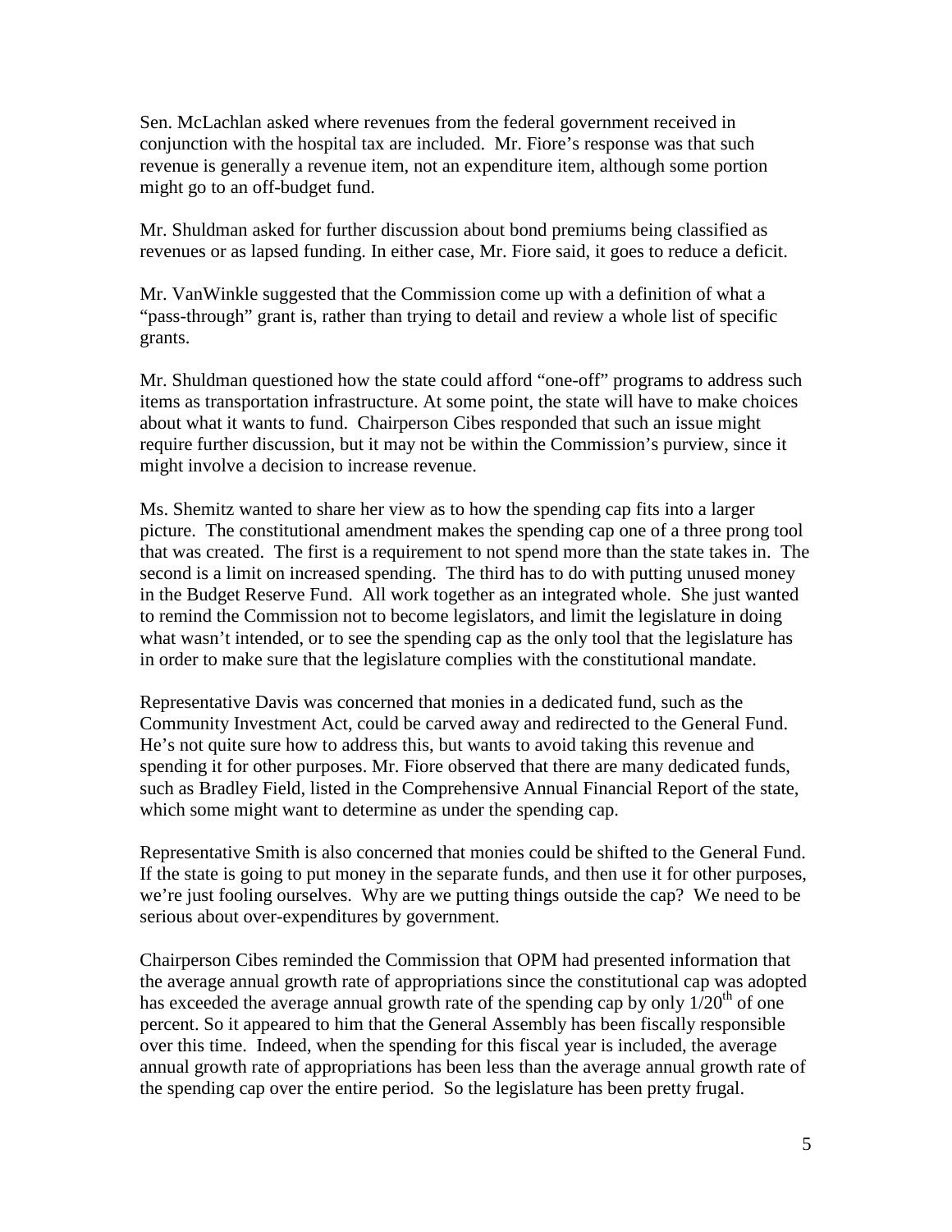Sen. McLachlan asked where revenues from the federal government received in conjunction with the hospital tax are included. Mr. Fiore's response was that such revenue is generally a revenue item, not an expenditure item, although some portion might go to an off-budget fund.

Mr. Shuldman asked for further discussion about bond premiums being classified as revenues or as lapsed funding. In either case, Mr. Fiore said, it goes to reduce a deficit.

Mr. VanWinkle suggested that the Commission come up with a definition of what a "pass-through" grant is, rather than trying to detail and review a whole list of specific grants.

Mr. Shuldman questioned how the state could afford "one-off" programs to address such items as transportation infrastructure. At some point, the state will have to make choices about what it wants to fund. Chairperson Cibes responded that such an issue might require further discussion, but it may not be within the Commission's purview, since it might involve a decision to increase revenue.

Ms. Shemitz wanted to share her view as to how the spending cap fits into a larger picture. The constitutional amendment makes the spending cap one of a three prong tool that was created. The first is a requirement to not spend more than the state takes in. The second is a limit on increased spending. The third has to do with putting unused money in the Budget Reserve Fund. All work together as an integrated whole. She just wanted to remind the Commission not to become legislators, and limit the legislature in doing what wasn't intended, or to see the spending cap as the only tool that the legislature has in order to make sure that the legislature complies with the constitutional mandate.

Representative Davis was concerned that monies in a dedicated fund, such as the Community Investment Act, could be carved away and redirected to the General Fund. He's not quite sure how to address this, but wants to avoid taking this revenue and spending it for other purposes. Mr. Fiore observed that there are many dedicated funds, such as Bradley Field, listed in the Comprehensive Annual Financial Report of the state, which some might want to determine as under the spending cap.

Representative Smith is also concerned that monies could be shifted to the General Fund. If the state is going to put money in the separate funds, and then use it for other purposes, we're just fooling ourselves. Why are we putting things outside the cap? We need to be serious about over-expenditures by government.

Chairperson Cibes reminded the Commission that OPM had presented information that the average annual growth rate of appropriations since the constitutional cap was adopted has exceeded the average annual growth rate of the spending cap by only $1/20^{th}$ of one percent. So it appeared to him that the General Assembly has been fiscally responsible over this time. Indeed, when the spending for this fiscal year is included, the average annual growth rate of appropriations has been less than the average annual growth rate of the spending cap over the entire period. So the legislature has been pretty frugal.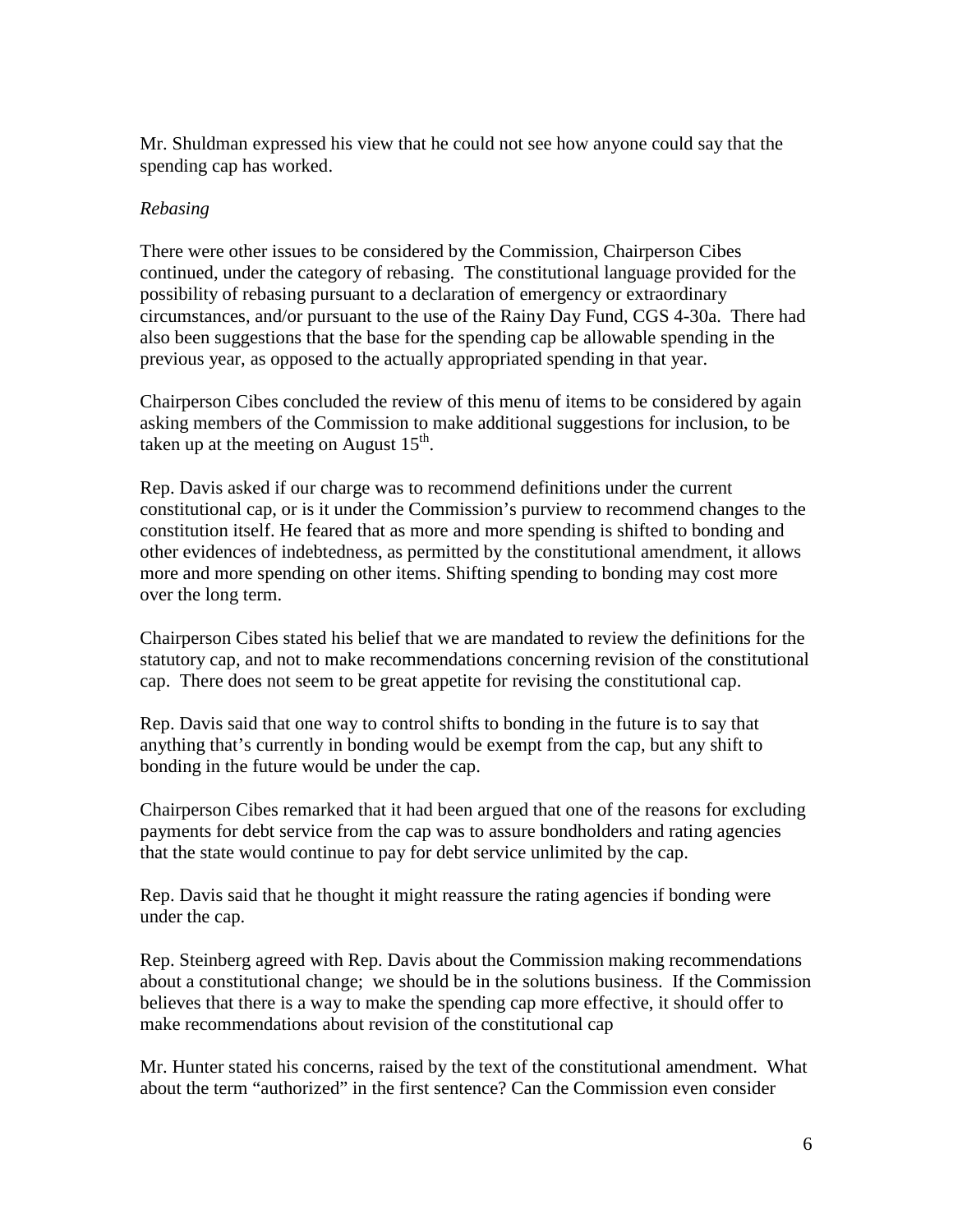Mr. Shuldman expressed his view that he could not see how anyone could say that the spending cap has worked.

*Rebasing*

There were other issues to be considered by the Commission, Chairperson Cibes continued, under the category of rebasing. The constitutional language provided for the possibility of rebasing pursuant to a declaration of emergency or extraordinary circumstances, and/or pursuant to the use of the Rainy Day Fund, CGS 4-30a. There had also been suggestions that the base for the spending cap be allowable spending in the previous year, as opposed to the actually appropriated spending in that year.

Chairperson Cibes concluded the review of this menu of items to be considered by again asking members of the Commission to make additional suggestions for inclusion, to be taken up at the meeting on August 15th.

Rep. Davis asked if our charge was to recommend definitions under the current constitutional cap, or is it under the Commission's purview to recommend changes to the constitution itself. He feared that as more and more spending is shifted to bonding and other evidences of indebtedness, as permitted by the constitutional amendment, it allows more and more spending on other items. Shifting spending to bonding may cost more over the long term.

Chairperson Cibes stated his belief that we are mandated to review the definitions for the statutory cap, and not to make recommendations concerning revision of the constitutional cap. There does not seem to be great appetite for revising the constitutional cap.

Rep. Davis said that one way to control shifts to bonding in the future is to say that anything that's currently in bonding would be exempt from the cap, but any shift to bonding in the future would be under the cap.

Chairperson Cibes remarked that it had been argued that one of the reasons for excluding payments for debt service from the cap was to assure bondholders and rating agencies that the state would continue to pay for debt service unlimited by the cap.

Rep. Davis said that he thought it might reassure the rating agencies if bonding were under the cap.

Rep. Steinberg agreed with Rep. Davis about the Commission making recommendations about a constitutional change; we should be in the solutions business. If the Commission believes that there is a way to make the spending cap more effective, it should offer to make recommendations about revision of the constitutional cap

Mr. Hunter stated his concerns, raised by the text of the constitutional amendment. What about the term "authorized" in the first sentence? Can the Commission even consider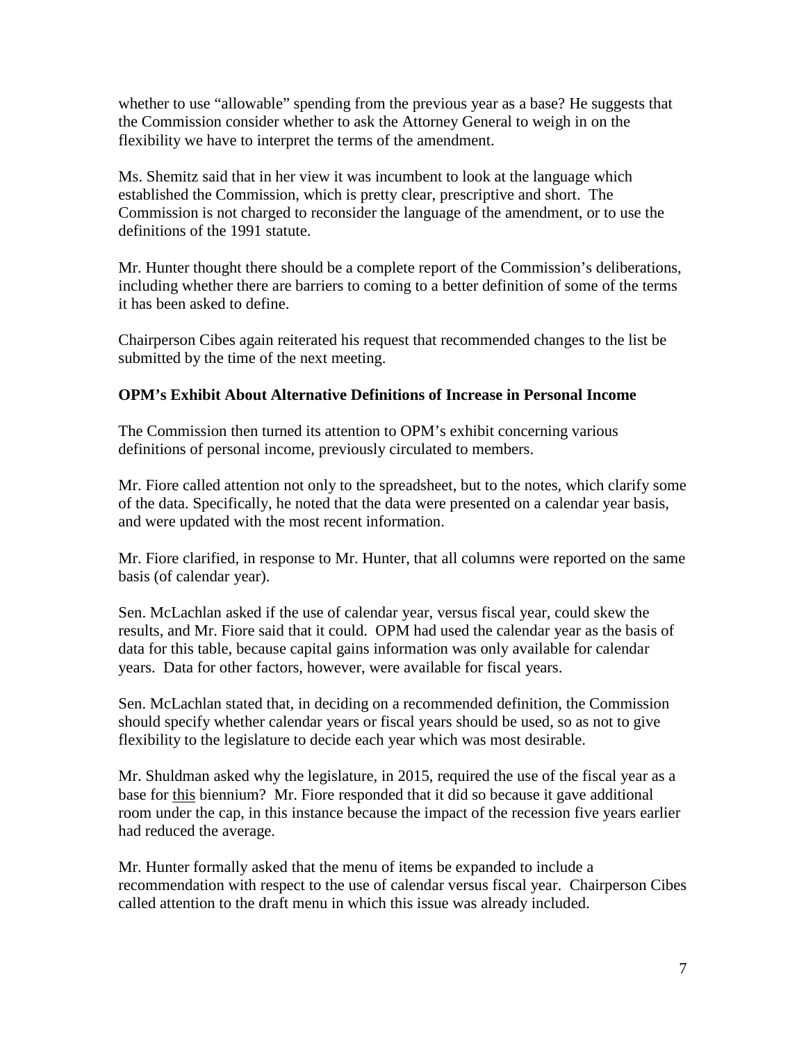whether to use "allowable" spending from the previous year as a base? He suggests that the Commission consider whether to ask the Attorney General to weigh in on the flexibility we have to interpret the terms of the amendment.

Ms. Shemitz said that in her view it was incumbent to look at the language which established the Commission, which is pretty clear, prescriptive and short. The Commission is not charged to reconsider the language of the amendment, or to use the definitions of the 1991 statute.

Mr. Hunter thought there should be a complete report of the Commission's deliberations, including whether there are barriers to coming to a better definition of some of the terms it has been asked to define.

Chairperson Cibes again reiterated his request that recommended changes to the list be submitted by the time of the next meeting.

**OPM's Exhibit About Alternative Definitions of Increase in Personal Income**

The Commission then turned its attention to OPM's exhibit concerning various definitions of personal income, previously circulated to members.

Mr. Fiore called attention not only to the spreadsheet, but to the notes, which clarify some of the data. Specifically, he noted that the data were presented on a calendar year basis, and were updated with the most recent information.

Mr. Fiore clarified, in response to Mr. Hunter, that all columns were reported on the same basis (of calendar year).

Sen. McLachlan asked if the use of calendar year, versus fiscal year, could skew the results, and Mr. Fiore said that it could. OPM had used the calendar year as the basis of data for this table, because capital gains information was only available for calendar years. Data for other factors, however, were available for fiscal years.

Sen. McLachlan stated that, in deciding on a recommended definition, the Commission should specify whether calendar years or fiscal years should be used, so as not to give flexibility to the legislature to decide each year which was most desirable.

Mr. Shuldman asked why the legislature, in 2015, required the use of the fiscal year as a base for <u>this</u> biennium? Mr. Fiore responded that it did so because it gave additional room under the cap, in this instance because the impact of the recession five years earlier had reduced the average.

Mr. Hunter formally asked that the menu of items be expanded to include a recommendation with respect to the use of calendar versus fiscal year. Chairperson Cibes called attention to the draft menu in which this issue was already included.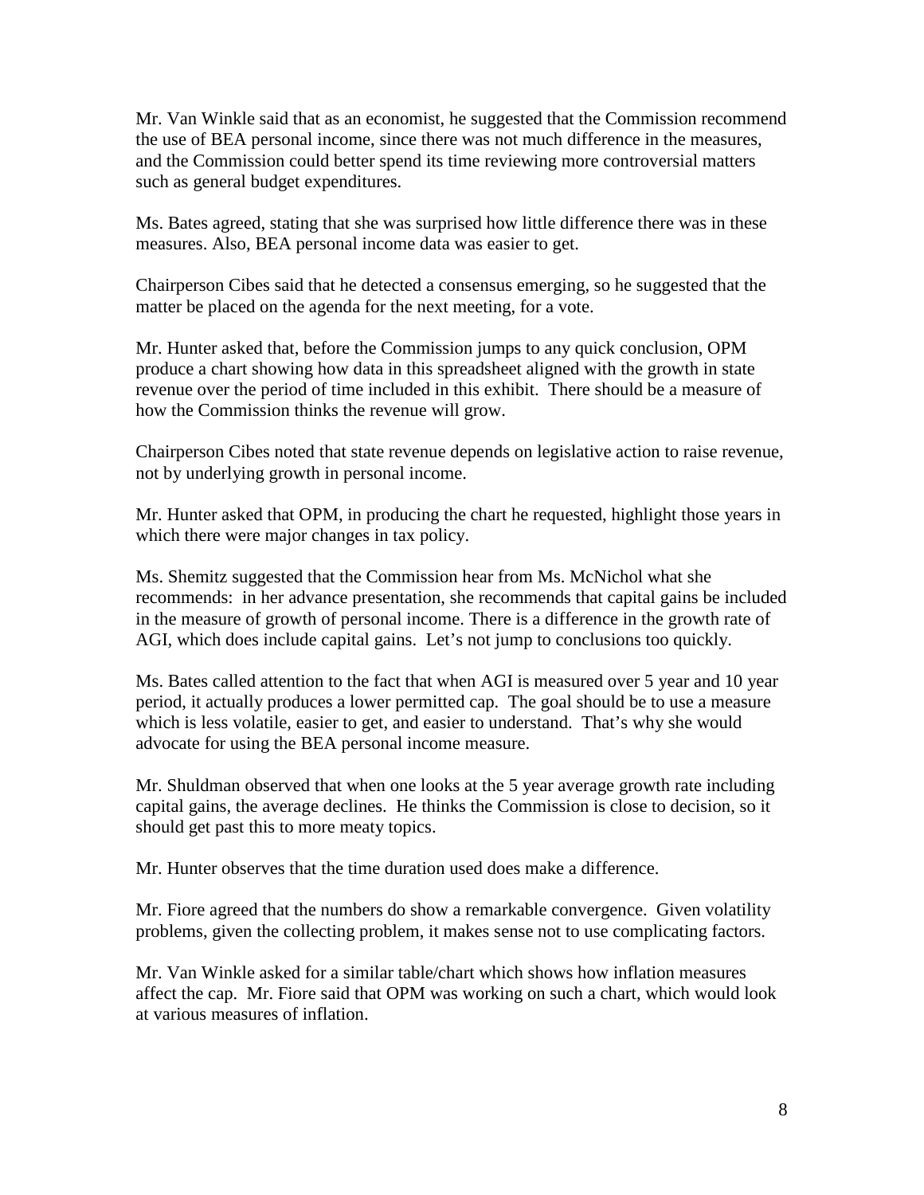Mr. Van Winkle said that as an economist, he suggested that the Commission recommend the use of BEA personal income, since there was not much difference in the measures, and the Commission could better spend its time reviewing more controversial matters such as general budget expenditures.

Ms. Bates agreed, stating that she was surprised how little difference there was in these measures. Also, BEA personal income data was easier to get.

Chairperson Cibes said that he detected a consensus emerging, so he suggested that the matter be placed on the agenda for the next meeting, for a vote.

Mr. Hunter asked that, before the Commission jumps to any quick conclusion, OPM produce a chart showing how data in this spreadsheet aligned with the growth in state revenue over the period of time included in this exhibit. There should be a measure of how the Commission thinks the revenue will grow.

Chairperson Cibes noted that state revenue depends on legislative action to raise revenue, not by underlying growth in personal income.

Mr. Hunter asked that OPM, in producing the chart he requested, highlight those years in which there were major changes in tax policy.

Ms. Shemitz suggested that the Commission hear from Ms. McNichol what she recommends: in her advance presentation, she recommends that capital gains be included in the measure of growth of personal income. There is a difference in the growth rate of AGI, which does include capital gains. Let's not jump to conclusions too quickly.

Ms. Bates called attention to the fact that when AGI is measured over 5 year and 10 year period, it actually produces a lower permitted cap. The goal should be to use a measure which is less volatile, easier to get, and easier to understand. That's why she would advocate for using the BEA personal income measure.

Mr. Shuldman observed that when one looks at the 5 year average growth rate including capital gains, the average declines. He thinks the Commission is close to decision, so it should get past this to more meaty topics.

Mr. Hunter observes that the time duration used does make a difference.

Mr. Fiore agreed that the numbers do show a remarkable convergence. Given volatility problems, given the collecting problem, it makes sense not to use complicating factors.

Mr. Van Winkle asked for a similar table/chart which shows how inflation measures affect the cap. Mr. Fiore said that OPM was working on such a chart, which would look at various measures of inflation.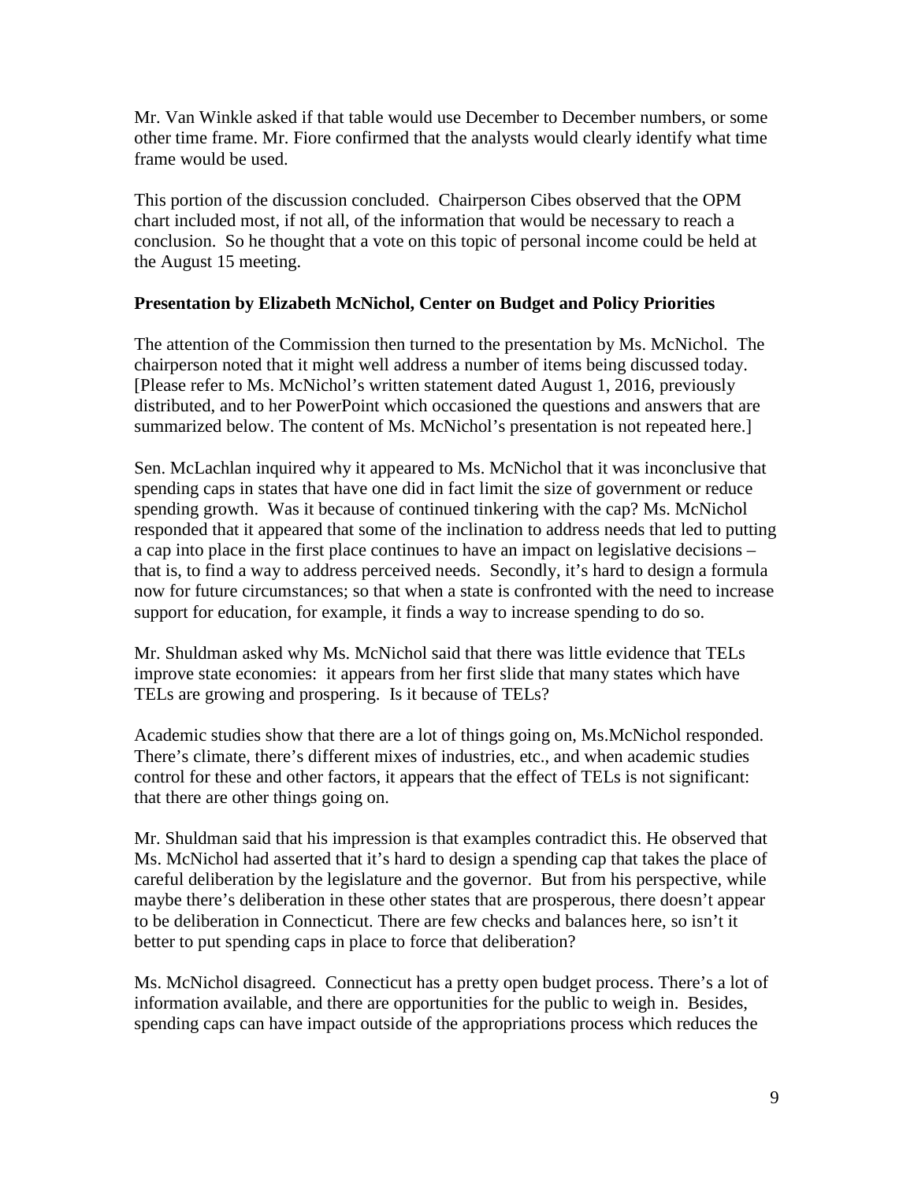Mr. Van Winkle asked if that table would use December to December numbers, or some other time frame. Mr. Fiore confirmed that the analysts would clearly identify what time frame would be used.

This portion of the discussion concluded. Chairperson Cibes observed that the OPM chart included most, if not all, of the information that would be necessary to reach a conclusion. So he thought that a vote on this topic of personal income could be held at the August 15 meeting.

**Presentation by Elizabeth McNichol, Center on Budget and Policy Priorities**

The attention of the Commission then turned to the presentation by Ms. McNichol. The chairperson noted that it might well address a number of items being discussed today. [Please refer to Ms. McNichol's written statement dated August 1, 2016, previously distributed, and to her PowerPoint which occasioned the questions and answers that are summarized below. The content of Ms. McNichol's presentation is not repeated here.]

Sen. McLachlan inquired why it appeared to Ms. McNichol that it was inconclusive that spending caps in states that have one did in fact limit the size of government or reduce spending growth. Was it because of continued tinkering with the cap? Ms. McNichol responded that it appeared that some of the inclination to address needs that led to putting a cap into place in the first place continues to have an impact on legislative decisions – that is, to find a way to address perceived needs. Secondly, it's hard to design a formula now for future circumstances; so that when a state is confronted with the need to increase support for education, for example, it finds a way to increase spending to do so.

Mr. Shuldman asked why Ms. McNichol said that there was little evidence that TELs improve state economies: it appears from her first slide that many states which have TELs are growing and prospering. Is it because of TELs?

Academic studies show that there are a lot of things going on, Ms.McNichol responded. There's climate, there's different mixes of industries, etc., and when academic studies control for these and other factors, it appears that the effect of TELs is not significant: that there are other things going on.

Mr. Shuldman said that his impression is that examples contradict this. He observed that Ms. McNichol had asserted that it's hard to design a spending cap that takes the place of careful deliberation by the legislature and the governor. But from his perspective, while maybe there's deliberation in these other states that are prosperous, there doesn't appear to be deliberation in Connecticut. There are few checks and balances here, so isn't it better to put spending caps in place to force that deliberation?

Ms. McNichol disagreed. Connecticut has a pretty open budget process. There's a lot of information available, and there are opportunities for the public to weigh in. Besides, spending caps can have impact outside of the appropriations process which reduces the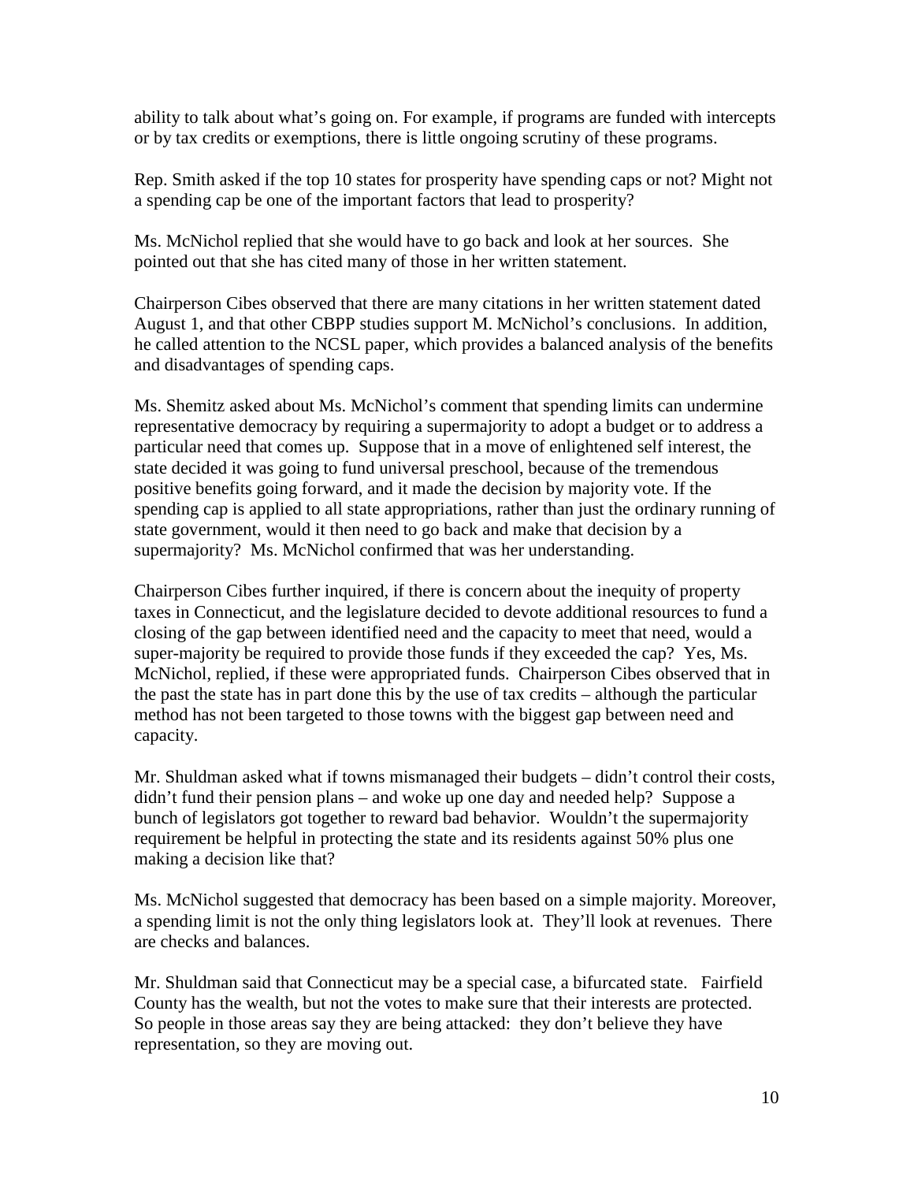ability to talk about what's going on. For example, if programs are funded with intercepts or by tax credits or exemptions, there is little ongoing scrutiny of these programs.

Rep. Smith asked if the top 10 states for prosperity have spending caps or not? Might not a spending cap be one of the important factors that lead to prosperity?

Ms. McNichol replied that she would have to go back and look at her sources. She pointed out that she has cited many of those in her written statement.

Chairperson Cibes observed that there are many citations in her written statement dated August 1, and that other CBPP studies support M. McNichol's conclusions. In addition, he called attention to the NCSL paper, which provides a balanced analysis of the benefits and disadvantages of spending caps.

Ms. Shemitz asked about Ms. McNichol's comment that spending limits can undermine representative democracy by requiring a supermajority to adopt a budget or to address a particular need that comes up. Suppose that in a move of enlightened self interest, the state decided it was going to fund universal preschool, because of the tremendous positive benefits going forward, and it made the decision by majority vote. If the spending cap is applied to all state appropriations, rather than just the ordinary running of state government, would it then need to go back and make that decision by a supermajority? Ms. McNichol confirmed that was her understanding.

Chairperson Cibes further inquired, if there is concern about the inequity of property taxes in Connecticut, and the legislature decided to devote additional resources to fund a closing of the gap between identified need and the capacity to meet that need, would a super-majority be required to provide those funds if they exceeded the cap? Yes, Ms. McNichol, replied, if these were appropriated funds. Chairperson Cibes observed that in the past the state has in part done this by the use of tax credits – although the particular method has not been targeted to those towns with the biggest gap between need and capacity.

Mr. Shuldman asked what if towns mismanaged their budgets – didn't control their costs, didn't fund their pension plans – and woke up one day and needed help? Suppose a bunch of legislators got together to reward bad behavior. Wouldn't the supermajority requirement be helpful in protecting the state and its residents against 50% plus one making a decision like that?

Ms. McNichol suggested that democracy has been based on a simple majority. Moreover, a spending limit is not the only thing legislators look at. They'll look at revenues. There are checks and balances.

Mr. Shuldman said that Connecticut may be a special case, a bifurcated state. Fairfield County has the wealth, but not the votes to make sure that their interests are protected. So people in those areas say they are being attacked: they don't believe they have representation, so they are moving out.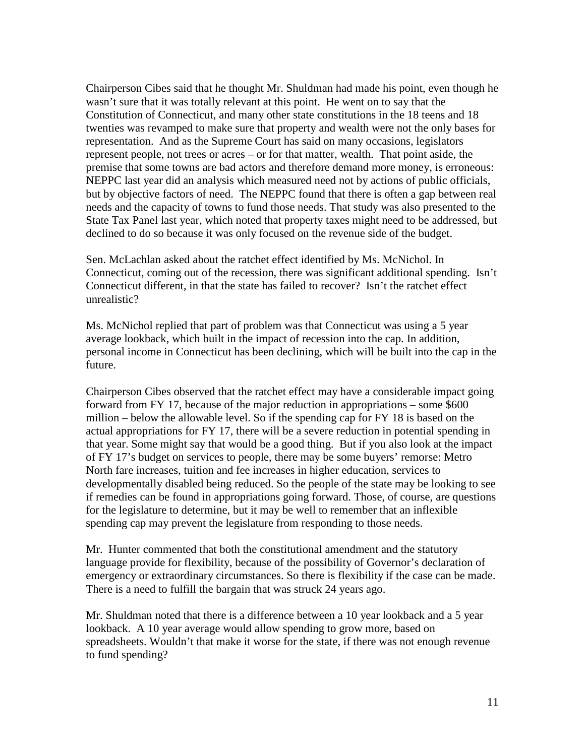Chairperson Cibes said that he thought Mr. Shuldman had made his point, even though he wasn't sure that it was totally relevant at this point. He went on to say that the Constitution of Connecticut, and many other state constitutions in the 18 teens and 18 twenties was revamped to make sure that property and wealth were not the only bases for representation. And as the Supreme Court has said on many occasions, legislators represent people, not trees or acres – or for that matter, wealth. That point aside, the premise that some towns are bad actors and therefore demand more money, is erroneous: NEPPC last year did an analysis which measured need not by actions of public officials, but by objective factors of need. The NEPPC found that there is often a gap between real needs and the capacity of towns to fund those needs. That study was also presented to the State Tax Panel last year, which noted that property taxes might need to be addressed, but declined to do so because it was only focused on the revenue side of the budget.

Sen. McLachlan asked about the ratchet effect identified by Ms. McNichol. In Connecticut, coming out of the recession, there was significant additional spending. Isn't Connecticut different, in that the state has failed to recover? Isn't the ratchet effect unrealistic?

Ms. McNichol replied that part of problem was that Connecticut was using a 5 year average lookback, which built in the impact of recession into the cap. In addition, personal income in Connecticut has been declining, which will be built into the cap in the future.

Chairperson Cibes observed that the ratchet effect may have a considerable impact going forward from FY 17, because of the major reduction in appropriations – some $600 million – below the allowable level. So if the spending cap for FY 18 is based on the actual appropriations for FY 17, there will be a severe reduction in potential spending in that year. Some might say that would be a good thing. But if you also look at the impact of FY 17's budget on services to people, there may be some buyers' remorse: Metro North fare increases, tuition and fee increases in higher education, services to developmentally disabled being reduced. So the people of the state may be looking to see if remedies can be found in appropriations going forward. Those, of course, are questions for the legislature to determine, but it may be well to remember that an inflexible spending cap may prevent the legislature from responding to those needs.

Mr. Hunter commented that both the constitutional amendment and the statutory language provide for flexibility, because of the possibility of Governor's declaration of emergency or extraordinary circumstances. So there is flexibility if the case can be made. There is a need to fulfill the bargain that was struck 24 years ago.

Mr. Shuldman noted that there is a difference between a 10 year lookback and a 5 year lookback. A 10 year average would allow spending to grow more, based on spreadsheets. Wouldn't that make it worse for the state, if there was not enough revenue to fund spending?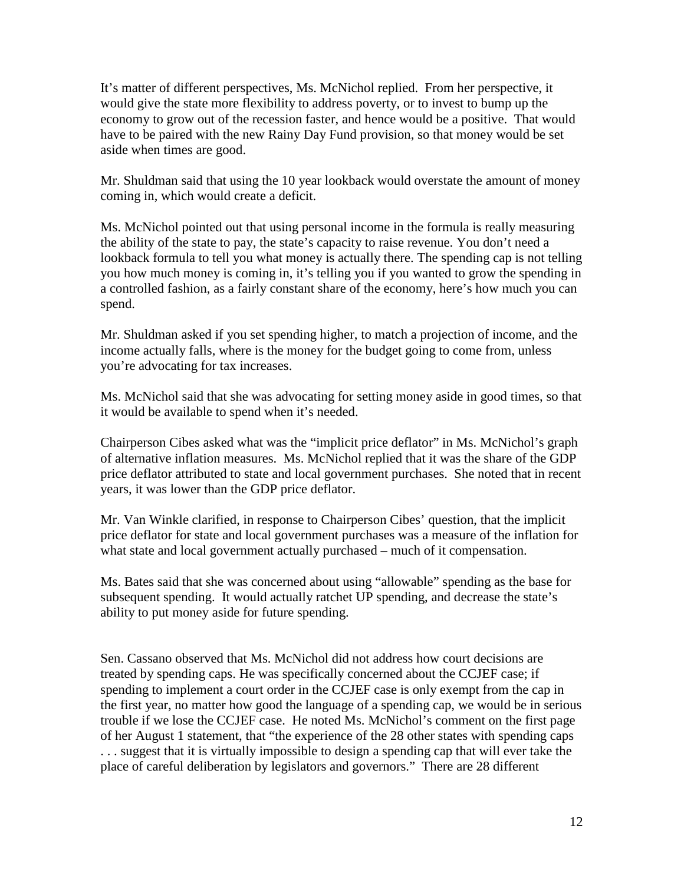It's matter of different perspectives, Ms. McNichol replied. From her perspective, it would give the state more flexibility to address poverty, or to invest to bump up the economy to grow out of the recession faster, and hence would be a positive. That would have to be paired with the new Rainy Day Fund provision, so that money would be set aside when times are good.

Mr. Shuldman said that using the 10 year lookback would overstate the amount of money coming in, which would create a deficit.

Ms. McNichol pointed out that using personal income in the formula is really measuring the ability of the state to pay, the state's capacity to raise revenue. You don't need a lookback formula to tell you what money is actually there. The spending cap is not telling you how much money is coming in, it's telling you if you wanted to grow the spending in a controlled fashion, as a fairly constant share of the economy, here's how much you can spend.

Mr. Shuldman asked if you set spending higher, to match a projection of income, and the income actually falls, where is the money for the budget going to come from, unless you're advocating for tax increases.

Ms. McNichol said that she was advocating for setting money aside in good times, so that it would be available to spend when it's needed.

Chairperson Cibes asked what was the "implicit price deflator" in Ms. McNichol's graph of alternative inflation measures. Ms. McNichol replied that it was the share of the GDP price deflator attributed to state and local government purchases. She noted that in recent years, it was lower than the GDP price deflator.

Mr. Van Winkle clarified, in response to Chairperson Cibes' question, that the implicit price deflator for state and local government purchases was a measure of the inflation for what state and local government actually purchased – much of it compensation.

Ms. Bates said that she was concerned about using "allowable" spending as the base for subsequent spending. It would actually ratchet UP spending, and decrease the state's ability to put money aside for future spending.

Sen. Cassano observed that Ms. McNichol did not address how court decisions are treated by spending caps. He was specifically concerned about the CCJEF case; if spending to implement a court order in the CCJEF case is only exempt from the cap in the first year, no matter how good the language of a spending cap, we would be in serious trouble if we lose the CCJEF case. He noted Ms. McNichol's comment on the first page of her August 1 statement, that "the experience of the 28 other states with spending caps . . . suggest that it is virtually impossible to design a spending cap that will ever take the place of careful deliberation by legislators and governors." There are 28 different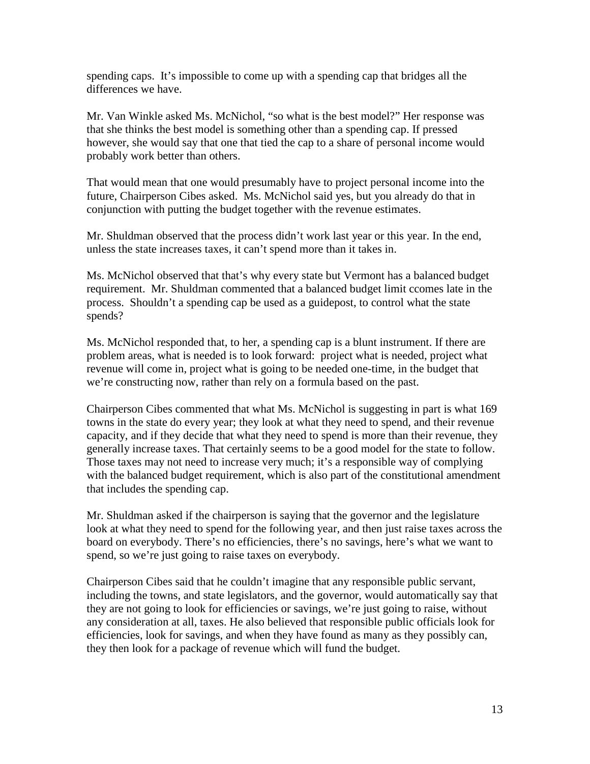spending caps. It's impossible to come up with a spending cap that bridges all the differences we have.

Mr. Van Winkle asked Ms. McNichol, "so what is the best model?" Her response was that she thinks the best model is something other than a spending cap. If pressed however, she would say that one that tied the cap to a share of personal income would probably work better than others.

That would mean that one would presumably have to project personal income into the future, Chairperson Cibes asked. Ms. McNichol said yes, but you already do that in conjunction with putting the budget together with the revenue estimates.

Mr. Shuldman observed that the process didn't work last year or this year. In the end, unless the state increases taxes, it can't spend more than it takes in.

Ms. McNichol observed that that's why every state but Vermont has a balanced budget requirement. Mr. Shuldman commented that a balanced budget limit ccomes late in the process. Shouldn't a spending cap be used as a guidepost, to control what the state spends?

Ms. McNichol responded that, to her, a spending cap is a blunt instrument. If there are problem areas, what is needed is to look forward: project what is needed, project what revenue will come in, project what is going to be needed one-time, in the budget that we're constructing now, rather than rely on a formula based on the past.

Chairperson Cibes commented that what Ms. McNichol is suggesting in part is what 169 towns in the state do every year; they look at what they need to spend, and their revenue capacity, and if they decide that what they need to spend is more than their revenue, they generally increase taxes. That certainly seems to be a good model for the state to follow. Those taxes may not need to increase very much; it's a responsible way of complying with the balanced budget requirement, which is also part of the constitutional amendment that includes the spending cap.

Mr. Shuldman asked if the chairperson is saying that the governor and the legislature look at what they need to spend for the following year, and then just raise taxes across the board on everybody. There's no efficiencies, there's no savings, here's what we want to spend, so we're just going to raise taxes on everybody.

Chairperson Cibes said that he couldn't imagine that any responsible public servant, including the towns, and state legislators, and the governor, would automatically say that they are not going to look for efficiencies or savings, we're just going to raise, without any consideration at all, taxes. He also believed that responsible public officials look for efficiencies, look for savings, and when they have found as many as they possibly can, they then look for a package of revenue which will fund the budget.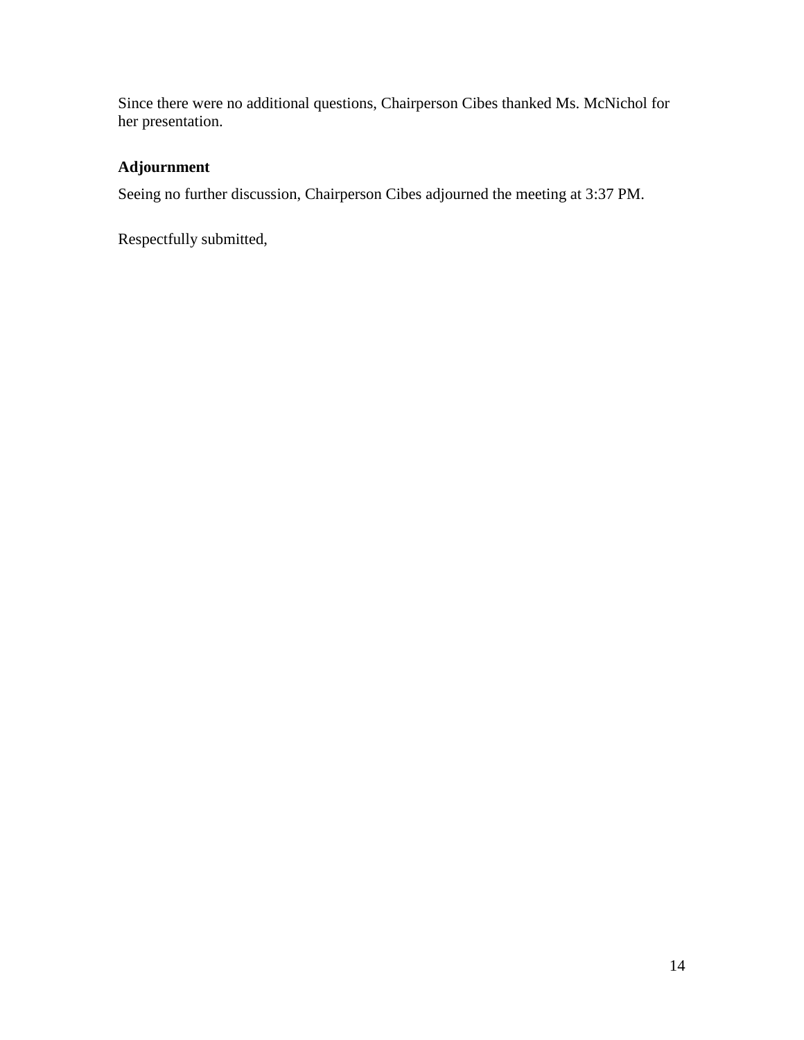Since there were no additional questions, Chairperson Cibes thanked Ms. McNichol for her presentation.

**Adjournment**

Seeing no further discussion, Chairperson Cibes adjourned the meeting at 3:37 PM.

Respectfully submitted,